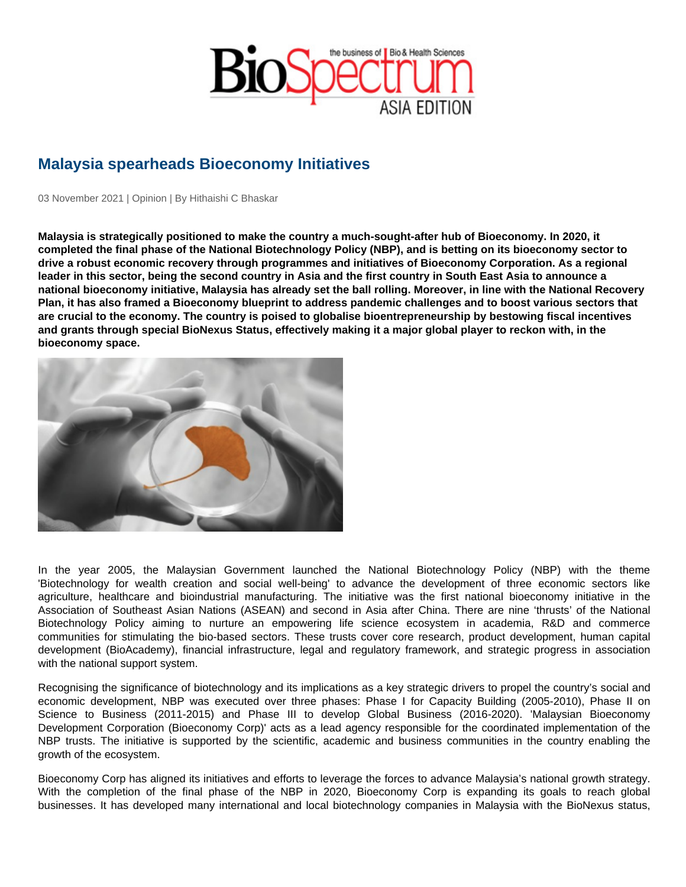# Malaysia spearheads Bioeconomy Initiatives

03 November 2021 | Opinion | By Hithaishi C Bhaskar

**Malaysia is strategically positioned to make the country a much-sought-after hub of Bioeconomy. In 2020, it completed the final phase of the National Biotechnology Policy (NBP), and is betting on its bioeconomy sector to drive a robust economic recovery through programmes and initiatives of Bioeconomy Corporation. As a regional leader in this sector, being the second country in Asia and the first country in South East Asia to announce a national bioeconomy initiative, Malaysia has already set the ball rolling. Moreover, in line with the National Recovery Plan, it has also framed a Bioeconomy blueprint to address pandemic challenges and to boost various sectors that are crucial to the economy. The country is poised to globalise bioentrepreneurship by bestowing fiscal incentives and grants through special BioNexus Status, effectively making it a major global player to reckon with, in the bioeconomy space.**

In the year 2005, the Malaysian Government launched the National Biotechnology Policy (NBP) with the theme 'Biotechnology for wealth creation and social well-being' to advance the development of three economic sectors like agriculture, healthcare and bioindustrial manufacturing. The initiative was the first national bioeconomy initiative in the Association of Southeast Asian Nations (ASEAN) and second in Asia after China. There are nine 'thrusts' of the National Biotechnology Policy aiming to nurture an empowering life science ecosystem in academia, R&D and commerce communities for stimulating the bio-based sectors. These trusts cover core research, product development, human capital development (BioAcademy), financial infrastructure, legal and regulatory framework, and strategic progress in association with the national support system.

Recognising the significance of biotechnology and its implications as a key strategic drivers to propel the country's social and economic development, NBP was executed over three phases: Phase I for Capacity Building (2005-2010), Phase II on Science to Business (2011-2015) and Phase III to develop Global Business (2016-2020). 'Malaysian Bioeconomy Development Corporation (Bioeconomy Corp)' acts as a lead agency responsible for the coordinated implementation of the NBP trusts. The initiative is supported by the scientific, academic and business communities in the country enabling the growth of the ecosystem.

Bioeconomy Corp has aligned its initiatives and efforts to leverage the forces to advance Malaysia's national growth strategy. With the completion of the final phase of the NBP in 2020, Bioeconomy Corp is expanding its goals to reach global businesses. It has developed many international and local biotechnology companies in Malaysia with the BioNexus status,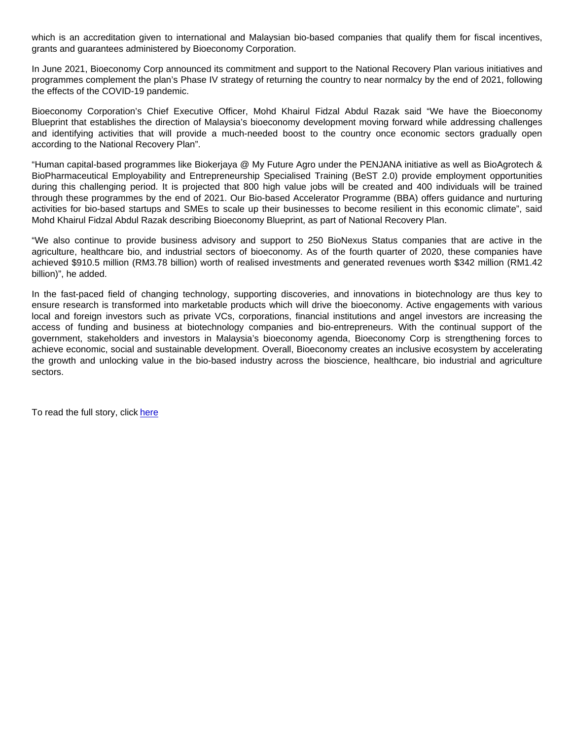which is an accreditation given to international and Malaysian bio-based companies that qualify them for fiscal incentives, grants and guarantees administered by Bioeconomy Corporation.

In June 2021, Bioeconomy Corp announced its commitment and support to the National Recovery Plan various initiatives and programmes complement the plan's Phase IV strategy of returning the country to near normalcy by the end of 2021, following the effects of the COVID-19 pandemic.

Bioeconomy Corporation's Chief Executive Officer, Mohd Khairul Fidzal Abdul Razak said "We have the Bioeconomy Blueprint that establishes the direction of Malaysia's bioeconomy development moving forward while addressing challenges and identifying activities that will provide a much-needed boost to the country once economic sectors gradually open according to the National Recovery Plan".

"Human capital-based programmes like Biokerjaya @ My Future Agro under the PENJANA initiative as well as BioAgrotech & BioPharmaceutical Employability and Entrepreneurship Specialised Training (BeST 2.0) provide employment opportunities during this challenging period. It is projected that 800 high value jobs will be created and 400 individuals will be trained through these programmes by the end of 2021. Our Bio-based Accelerator Programme (BBA) offers guidance and nurturing activities for bio-based startups and SMEs to scale up their businesses to become resilient in this economic climate", said Mohd Khairul Fidzal Abdul Razak describing Bioeconomy Blueprint, as part of National Recovery Plan.

"We also continue to provide business advisory and support to 250 BioNexus Status companies that are active in the agriculture, healthcare bio, and industrial sectors of bioeconomy. As of the fourth quarter of 2020, these companies have achieved $910.5 million (RM3.78 billion) worth of realised investments and generated revenues worth $342 million (RM1.42 billion)", he added.

In the fast-paced field of changing technology, supporting discoveries, and innovations in biotechnology are thus key to ensure research is transformed into marketable products which will drive the bioeconomy. Active engagements with various local and foreign investors such as private VCs, corporations, financial institutions and angel investors are increasing the access of funding and business at biotechnology companies and bio-entrepreneurs. With the continual support of the government, stakeholders and investors in Malaysia's bioeconomy agenda, Bioeconomy Corp is strengthening forces to achieve economic, social and sustainable development. Overall, Bioeconomy creates an inclusive ecosystem by accelerating the growth and unlocking value in the bio-based industry across the bioscience, healthcare, bio industrial and agriculture sectors.

To read the full story, click here